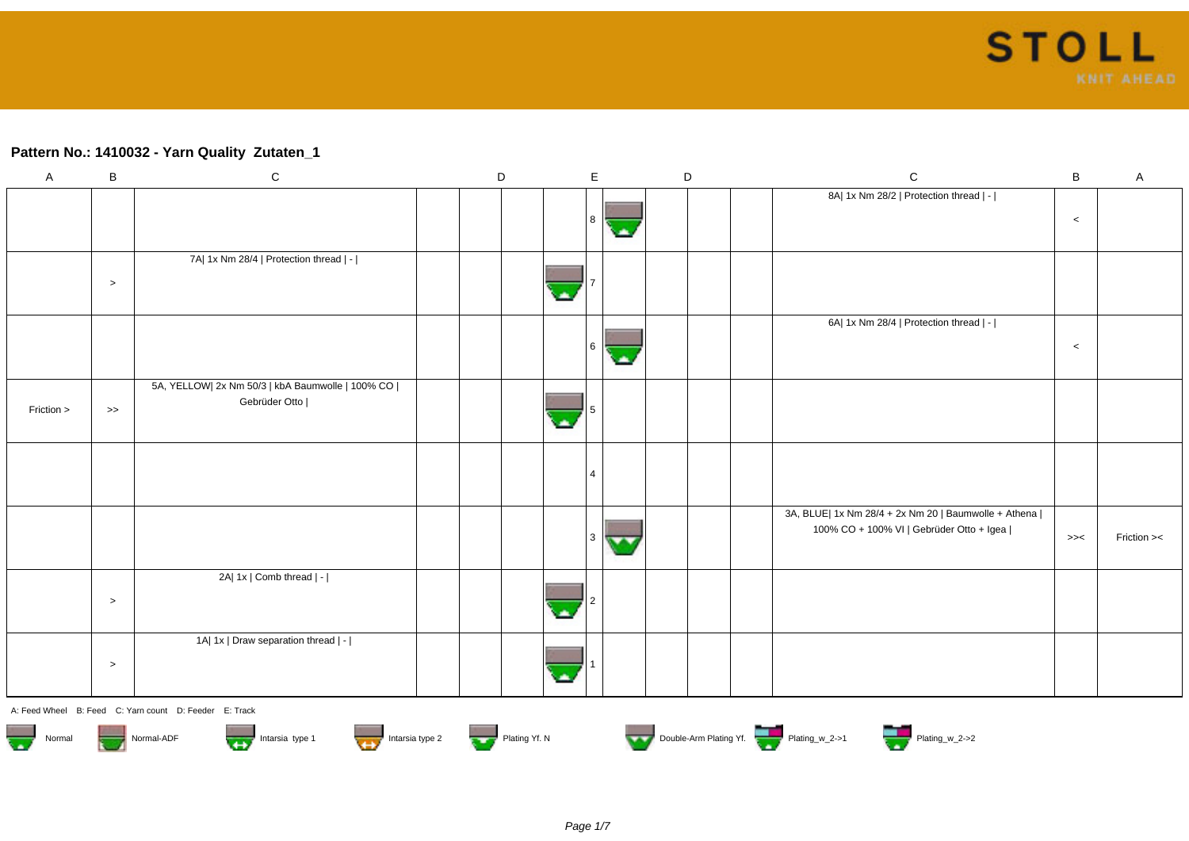## Pattern No.: 1410032 - Yarn Quality Zutaten_1

| A | B | C | D | D | E | E | D | D | C | B | A |
|---|---|---|---|---|---|---|---|---|---|---|---|
| | | | | | | 8 | | | 8A\| 1x Nm 28/2 \| Protection thread \| - \| | < | |
| | > | 7A\| 1x Nm 28/4 \| Protection thread \| - \| | | | 7 | | | | | | |
| | | | | | | 6 | | | 6A\| 1x Nm 28/4 \| Protection thread \| - \| | < | |
| Friction > | >> | 5A, YELLOW\| 2x Nm 50/3 \| kbA Baumwolle \| 100% CO \| Gebrüder Otto \| | | | 5 | | | | | | |
| | | | | | | 4 | | | | | |
| | | | | | | 3 | | | 3A, BLUE\| 1x Nm 28/4 + 2x Nm 20 \| Baumwolle + Athena \| 100% CO + 100% VI \| Gebrüder Otto + Igea \| | >>< | Friction >< |
| | > | 2A\| 1x \| Comb thread \| - \| | | | 2 | | | | | | |
| | > | 1A\| 1x \| Draw separation thread \| - \| | | | 1 | | | | | | |

A: Feed Wheel B: Feed C: Yarn count D: Feeder E: Track

Normal | Normal-ADF | Intarsia type 1 | Intarsia type 2 | Plating Yf. N | Double-Arm Plating Yf. | Plating_w_2->1 | Plating_w_2->2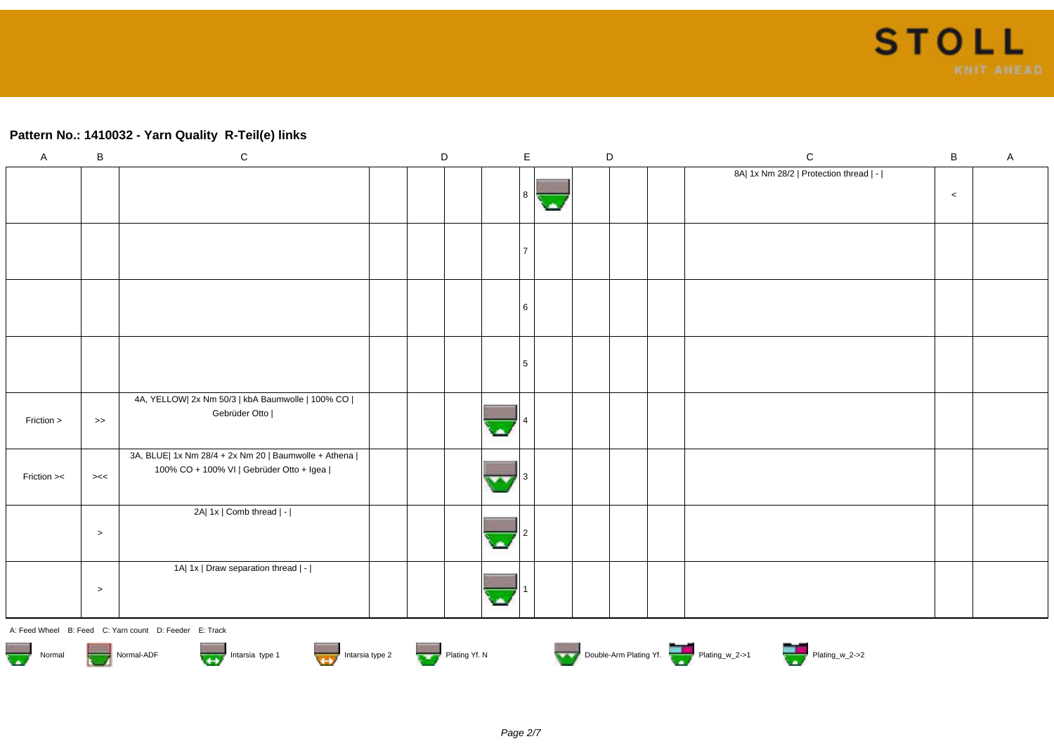## Pattern No.: 1410032 - Yarn Quality  R-Teil(e) links

| A | B | C | D | D | D | E | D | D | D | C | B | A |
|---|---|---|---|---|---|---|---|---|---|---|---|---|
| | | | | | | 8 | | | | 8A\| 1x Nm 28/2 \| Protection thread \| - \| | < | |
| | | | | | | 7 | | | | | | |
| | | | | | | 6 | | | | | | |
| | | | | | | 5 | | | | | | |
| Friction > | >> | 4A, YELLOW\| 2x Nm 50/3 \| kbA Baumwolle \| 100% CO \| Gebrüder Otto \| | | | | 4 | | | | | | |
| Friction >< | ><< | 3A, BLUE\| 1x Nm 28/4 + 2x Nm 20 \| Baumwolle + Athena \| 100% CO + 100% VI \| Gebrüder Otto + Igea \| | | | | 3 | | | | | | |
| | > | 2A\| 1x \| Comb thread \| - \| | | | | 2 | | | | | | |
| | > | 1A\| 1x \| Draw separation thread \| - \| | | | | 1 | | | | | | |

A: Feed Wheel   B: Feed   C: Yarn count   D: Feeder   E: Track

Normal   Normal-ADF   Intarsia type 1   Intarsia type 2   Plating Yf. N   Double-Arm Plating Yf.   Plating_w_2->1   Plating_w_2->2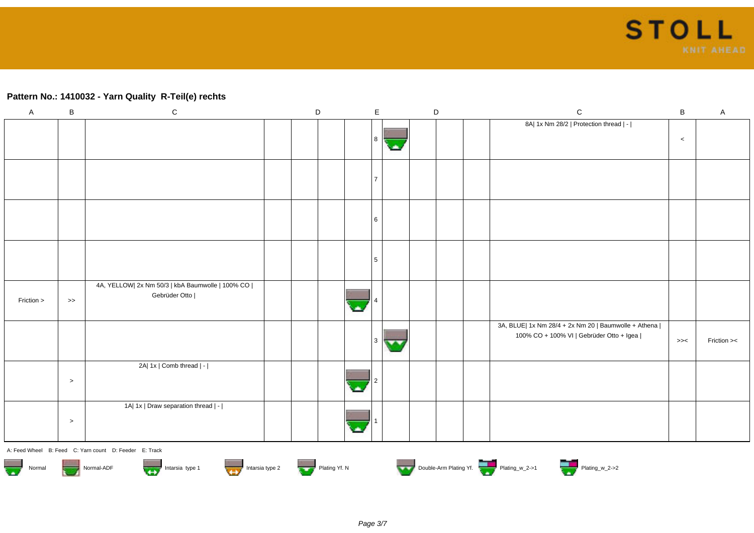## Pattern No.: 1410032 - Yarn Quality R-Teil(e) rechts

| A | B | C | D | D | D | D | E | E | D | D | D | C | B | A |
|---|---|---|---|---|---|---|---|---|---|---|---|---|---|---|
| | | | | | | | 8 | | | | | 8A\| 1x Nm 28/2 \| Protection thread \| - \| | < | |
| | | | | | | | 7 | | | | | | | |
| | | | | | | | 6 | | | | | | | |
| | | | | | | | 5 | | | | | | | |
| Friction > | >> | 4A, YELLOW\| 2x Nm 50/3 \| kbA Baumwolle \| 100% CO \| Gebrüder Otto \| | | | | | 4 | | | | | | | |
| | | | | | | | 3 | | | | | 3A, BLUE\| 1x Nm 28/4 + 2x Nm 20 \| Baumwolle + Athena \| 100% CO + 100% VI \| Gebrüder Otto + Igea \| | >>< | Friction >< |
| | > | 2A\| 1x \| Comb thread \| - \| | | | | | 2 | | | | | | | |
| | > | 1A\| 1x \| Draw separation thread \| - \| | | | | | 1 | | | | | | | |

A: Feed Wheel B: Feed C: Yarn count D: Feeder E: Track

Normal | Normal-ADF | Intarsia type 1 | Intarsia type 2 | Plating Yf. N | Double-Arm Plating Yf. | Plating_w_2->1 | Plating_w_2->2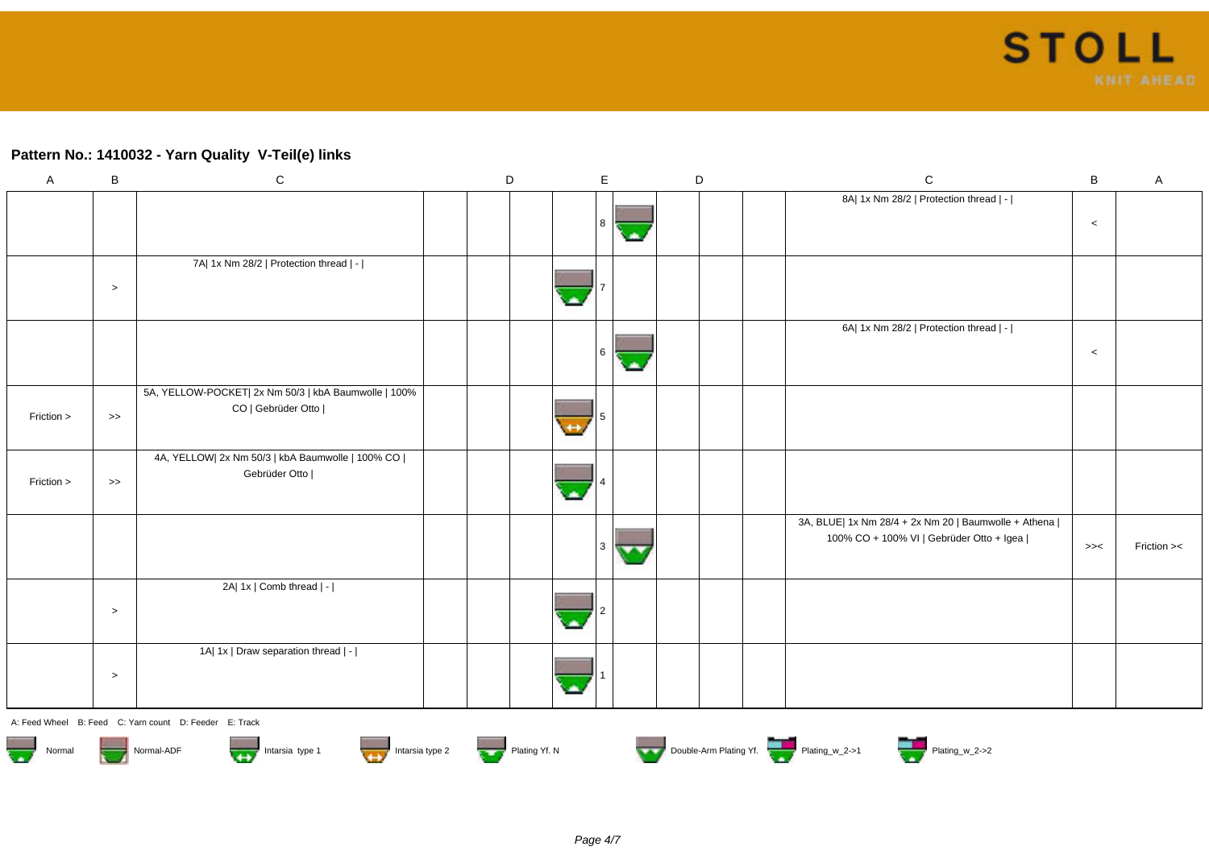## Pattern No.: 1410032 - Yarn Quality V-Teil(e) links

| A | B | C | D | | E | | D | | C | B | A |
|---|---|---|---|---|---|---|---|---|---|---|---|
| | | | | | 8 | | | | 8A\| 1x Nm 28/2 \| Protection thread \| - \| | < | |
| | > | 7A\| 1x Nm 28/2 \| Protection thread \| - \| | | | 7 | | | | | | |
| | | | | | 6 | | | | 6A\| 1x Nm 28/2 \| Protection thread \| - \| | < | |
| Friction > | >> | 5A, YELLOW-POCKET\| 2x Nm 50/3 \| kbA Baumwolle \| 100% CO \| Gebrüder Otto \| | | | 5 | | | | | | |
| Friction > | >> | 4A, YELLOW\| 2x Nm 50/3 \| kbA Baumwolle \| 100% CO \| Gebrüder Otto \| | | | 4 | | | | | | |
| | | | | | 3 | | | | 3A, BLUE\| 1x Nm 28/4 + 2x Nm 20 \| Baumwolle + Athena \| 100% CO + 100% VI \| Gebrüder Otto + Igea \| | >>< | Friction >< |
| | > | 2A\| 1x \| Comb thread \| - \| | | | 2 | | | | | | |
| | > | 1A\| 1x \| Draw separation thread \| - \| | | | 1 | | | | | | |

A: Feed Wheel B: Feed C: Yarn count D: Feeder E: Track

Normal | Normal-ADF | Intarsia type 1 | Intarsia type 2 | Plating Yf. N | Double-Arm Plating Yf. | Plating_w_2->1 | Plating_w_2->2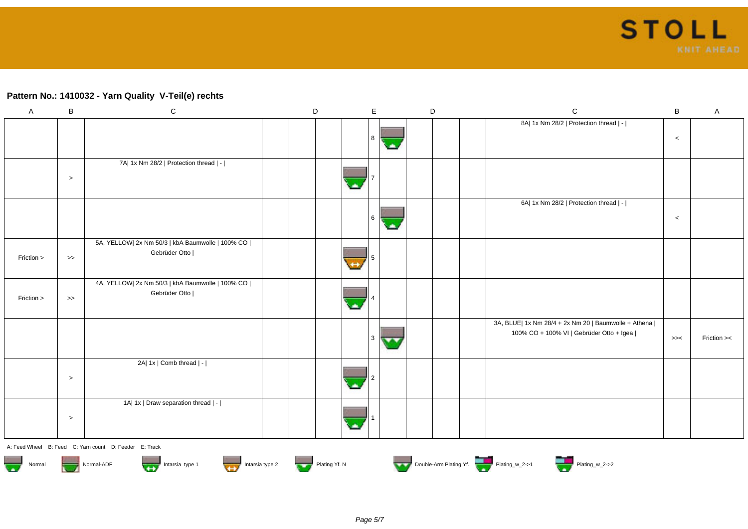## Pattern No.: 1410032 - Yarn Quality  V-Teil(e) rechts

| A | B | C | D | | E | | D | | C | B | A |
|---|---|---|---|---|---|---|---|---|---|---|---|
| | | | | | 8 | | | | 8A\| 1x Nm 28/2 \| Protection thread \| - \| | < | |
| | > | 7A\| 1x Nm 28/2 \| Protection thread \| - \| | | | 7 | | | | | | |
| | | | | | 6 | | | | 6A\| 1x Nm 28/2 \| Protection thread \| - \| | < | |
| Friction > | >> | 5A, YELLOW\| 2x Nm 50/3 \| kbA Baumwolle \| 100% CO \| Gebrüder Otto \| | | | 5 | | | | | | |
| Friction > | >> | 4A, YELLOW\| 2x Nm 50/3 \| kbA Baumwolle \| 100% CO \| Gebrüder Otto \| | | | 4 | | | | | | |
| | | | | | 3 | | | | 3A, BLUE\| 1x Nm 28/4 + 2x Nm 20 \| Baumwolle + Athena \| 100% CO + 100% VI \| Gebrüder Otto + Igea \| | >>< | Friction >< |
| | > | 2A\| 1x \| Comb thread \| - \| | | | 2 | | | | | | |
| | > | 1A\| 1x \| Draw separation thread \| - \| | | | 1 | | | | | | |

A: Feed Wheel   B: Feed   C: Yarn count   D: Feeder   E: Track

Normal   Normal-ADF   Intarsia type 1   Intarsia type 2   Plating Yf. N   Double-Arm Plating Yf.   Plating_w_2->1   Plating_w_2->2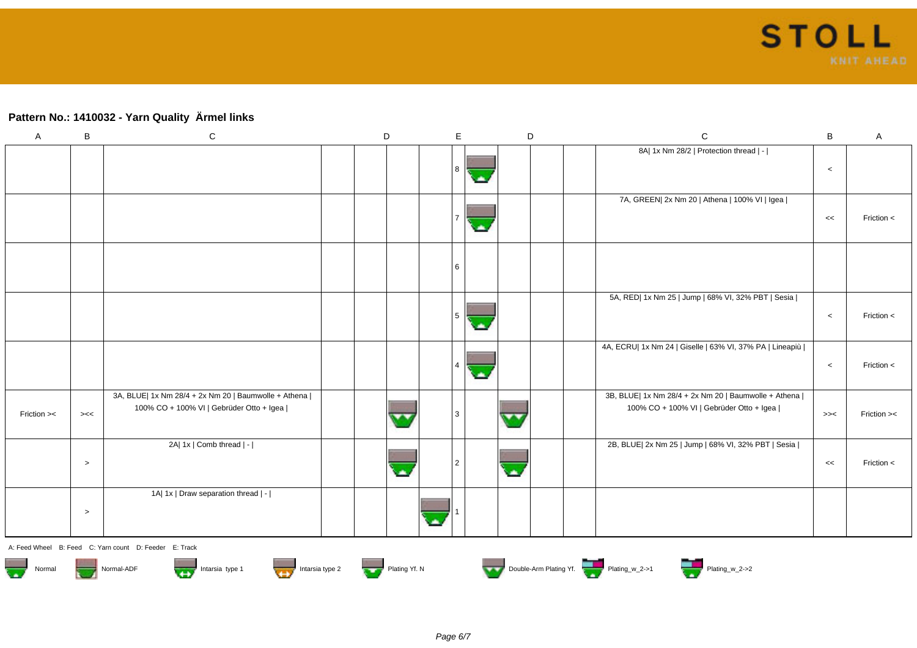## Pattern No.: 1410032 - Yarn Quality  Ärmel links

| A | B | C | D | | | E | D | | | C | B | A |
|---|---|---|---|---|---|---|---|---|---|---|---|---|
| | | | | | | 8 | | | | 8A\| 1x Nm 28/2 \| Protection thread \| - \| | < | |
| | | | | | | 7 | | | | 7A, GREEN\| 2x Nm 20 \| Athena \| 100% VI \| Igea \| | << | Friction < |
| | | | | | | 6 | | | | | | |
| | | | | | | 5 | | | | 5A, RED\| 1x Nm 25 \| Jump \| 68% VI, 32% PBT \| Sesia \| | < | Friction < |
| | | | | | | 4 | | | | 4A, ECRU\| 1x Nm 24 \| Giselle \| 63% VI, 37% PA \| Lineapiù \| | < | Friction < |
| Friction >< | ><< | 3A, BLUE\| 1x Nm 28/4 + 2x Nm 20 \| Baumwolle + Athena \| 100% CO + 100% VI \| Gebrüder Otto + Igea \| | | | | 3 | | | | 3B, BLUE\| 1x Nm 28/4 + 2x Nm 20 \| Baumwolle + Athena \| 100% CO + 100% VI \| Gebrüder Otto + Igea \| | ><< | Friction >< |
| | > | 2A\| 1x \| Comb thread \| - \| | | | | 2 | | | | 2B, BLUE\| 2x Nm 25 \| Jump \| 68% VI, 32% PBT \| Sesia \| | << | Friction < |
| | > | 1A\| 1x \| Draw separation thread \| - \| | | | | 1 | | | | | | |

A: Feed Wheel   B: Feed   C: Yarn count   D: Feeder   E: Track

Normal   Normal-ADF   Intarsia type 1   Intarsia type 2   Plating Yf. N   Double-Arm Plating Yf.   Plating_w_2->1   Plating_w_2->2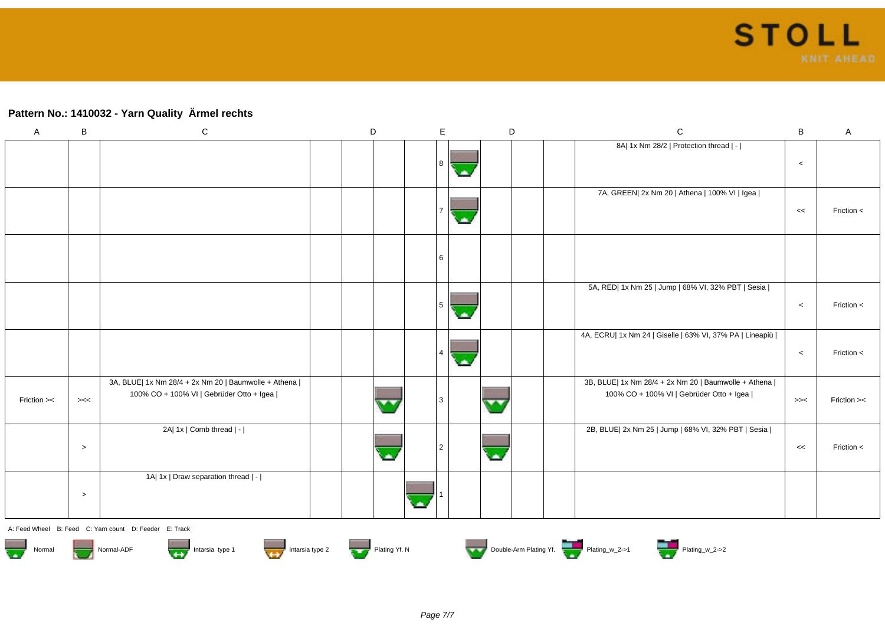## Pattern No.: 1410032 - Yarn Quality  Ärmel rechts

| A | B | C | D | D | D | D | E | D | D | D | C | B | A |
|---|---|---|---|---|---|---|---|---|---|---|---|---|---|
| | | | | | | | 8 | | | | 8A\| 1x Nm 28/2 \| Protection thread \| - \| | < | |
| | | | | | | | 7 | | | | 7A, GREEN\| 2x Nm 20 \| Athena \| 100% VI \| Igea \| | << | Friction < |
| | | | | | | | 6 | | | | | | |
| | | | | | | | 5 | | | | 5A, RED\| 1x Nm 25 \| Jump \| 68% VI, 32% PBT \| Sesia \| | < | Friction < |
| | | | | | | | 4 | | | | 4A, ECRU\| 1x Nm 24 \| Giselle \| 63% VI, 37% PA \| Lineapiù \| | < | Friction < |
| Friction >< | >&lt;< | 3A, BLUE\| 1x Nm 28/4 + 2x Nm 20 \| Baumwolle + Athena \| 100% CO + 100% VI \| Gebrüder Otto + Igea \| | | | | | 3 | | | | 3B, BLUE\| 1x Nm 28/4 + 2x Nm 20 \| Baumwolle + Athena \| 100% CO + 100% VI \| Gebrüder Otto + Igea \| | >>< | Friction >< |
| | > | 2A\| 1x \| Comb thread \| - \| | | | | | 2 | | | | 2B, BLUE\| 2x Nm 25 \| Jump \| 68% VI, 32% PBT \| Sesia \| | << | Friction < |
| | > | 1A\| 1x \| Draw separation thread \| - \| | | | | | 1 | | | | | | |

A: Feed Wheel  B: Feed  C: Yarn count  D: Feeder  E: Track

Normal  Normal-ADF  Intarsia type 1  Intarsia type 2  Plating Yf. N  Double-Arm Plating Yf.  Plating_w_2->1  Plating_w_2->2